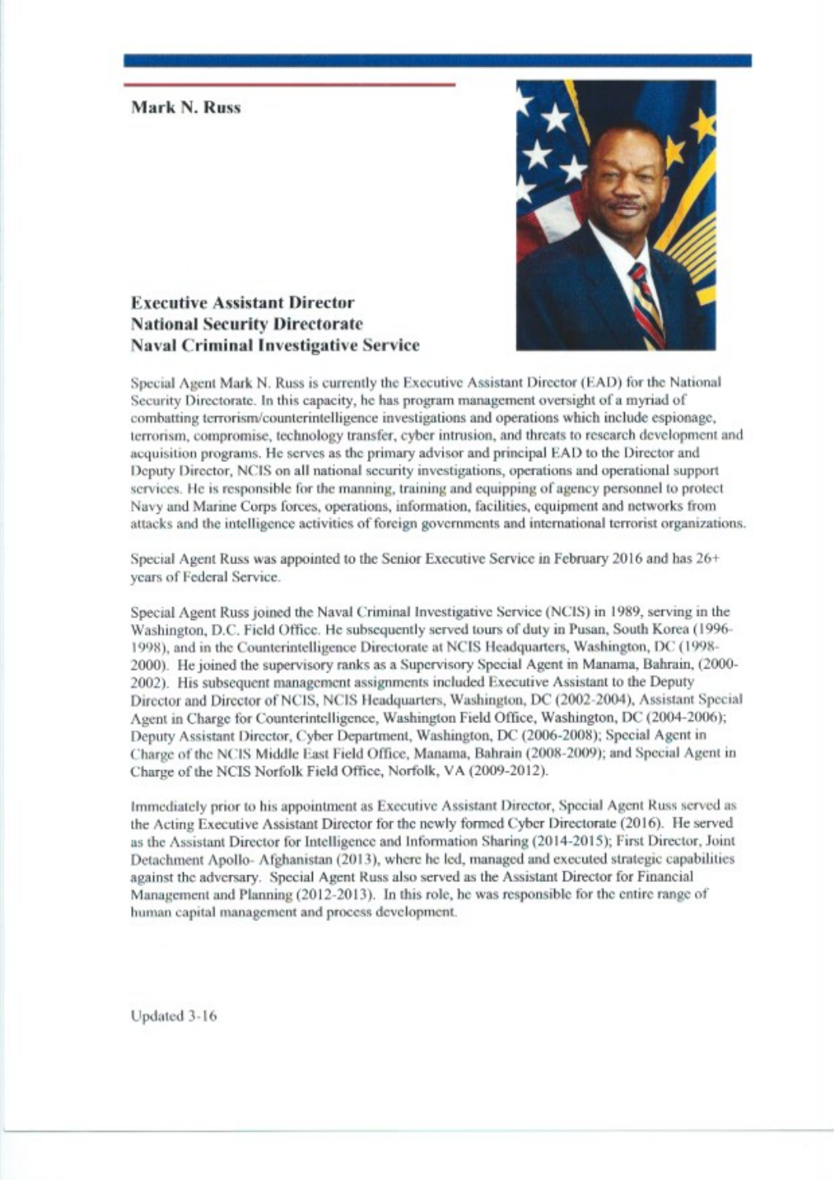## Mark N. Russ

### Executive Assistant Director
### National Security Directorate
### Naval Criminal Investigative Service

Special Agent Mark N. Russ is currently the Executive Assistant Director (EAD) for the National Security Directorate. In this capacity, he has program management oversight of a myriad of combatting terrorism/counterintelligence investigations and operations which include espionage, terrorism, compromise, technology transfer, cyber intrusion, and threats to research development and acquisition programs. He serves as the primary advisor and principal EAD to the Director and Deputy Director, NCIS on all national security investigations, operations and operational support services. He is responsible for the manning, training and equipping of agency personnel to protect Navy and Marine Corps forces, operations, information, facilities, equipment and networks from attacks and the intelligence activities of foreign governments and international terrorist organizations.

Special Agent Russ was appointed to the Senior Executive Service in February 2016 and has 26+ years of Federal Service.

Special Agent Russ joined the Naval Criminal Investigative Service (NCIS) in 1989, serving in the Washington, D.C. Field Office. He subsequently served tours of duty in Pusan, South Korea (1996-1998), and in the Counterintelligence Directorate at NCIS Headquarters, Washington, DC (1998-2000). He joined the supervisory ranks as a Supervisory Special Agent in Manama, Bahrain, (2000-2002). His subsequent management assignments included Executive Assistant to the Deputy Director and Director of NCIS, NCIS Headquarters, Washington, DC (2002-2004), Assistant Special Agent in Charge for Counterintelligence, Washington Field Office, Washington, DC (2004-2006); Deputy Assistant Director, Cyber Department, Washington, DC (2006-2008); Special Agent in Charge of the NCIS Middle East Field Office, Manama, Bahrain (2008-2009); and Special Agent in Charge of the NCIS Norfolk Field Office, Norfolk, VA (2009-2012).

Immediately prior to his appointment as Executive Assistant Director, Special Agent Russ served as the Acting Executive Assistant Director for the newly formed Cyber Directorate (2016). He served as the Assistant Director for Intelligence and Information Sharing (2014-2015); First Director, Joint Detachment Apollo- Afghanistan (2013), where he led, managed and executed strategic capabilities against the adversary. Special Agent Russ also served as the Assistant Director for Financial Management and Planning (2012-2013). In this role, he was responsible for the entire range of human capital management and process development.

Updated 3-16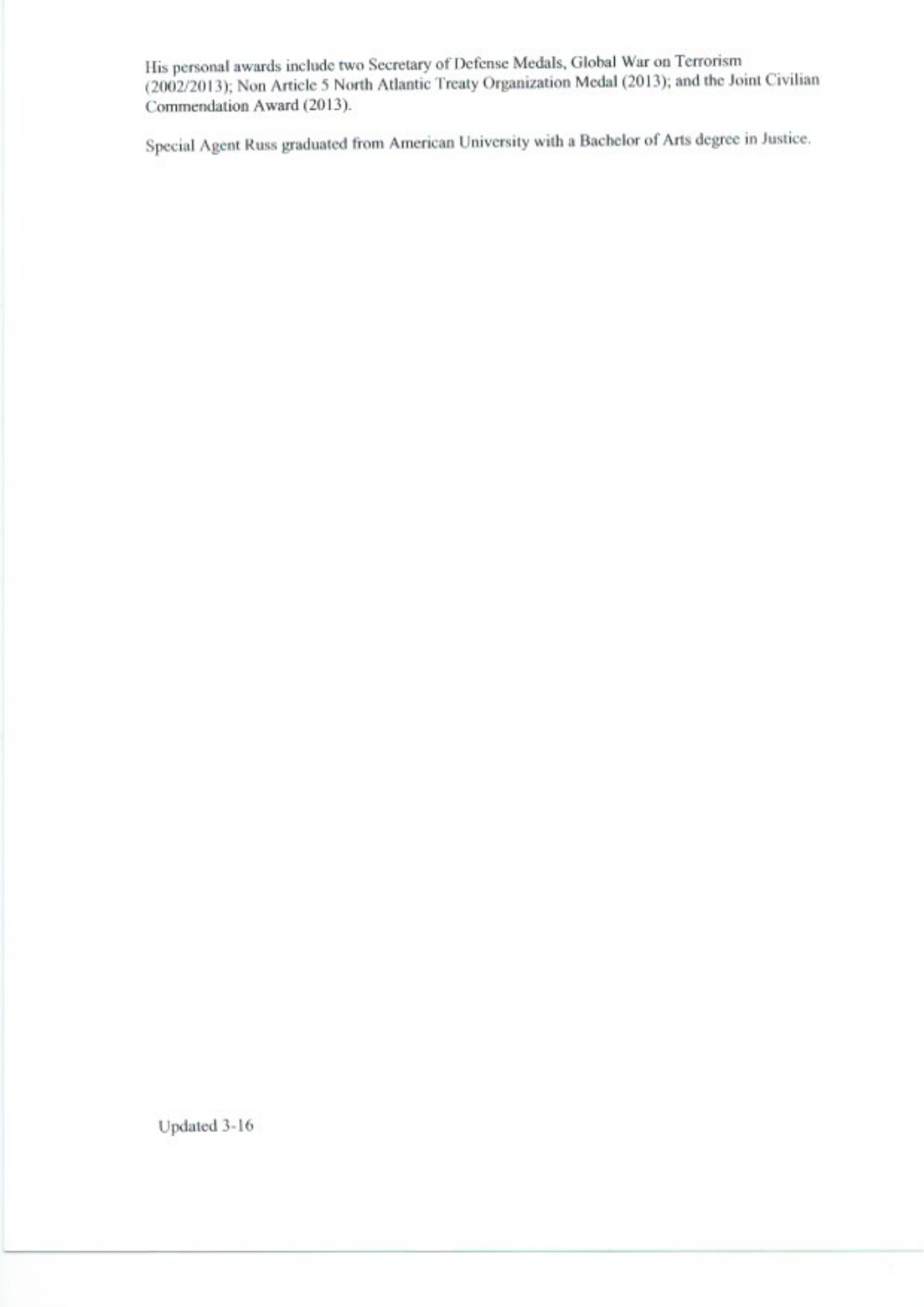His personal awards include two Secretary of Defense Medals, Global War on Terrorism (2002/2013); Non Article 5 North Atlantic Treaty Organization Medal (2013); and the Joint Civilian Commendation Award (2013).

Special Agent Russ graduated from American University with a Bachelor of Arts degree in Justice.

Updated 3-16